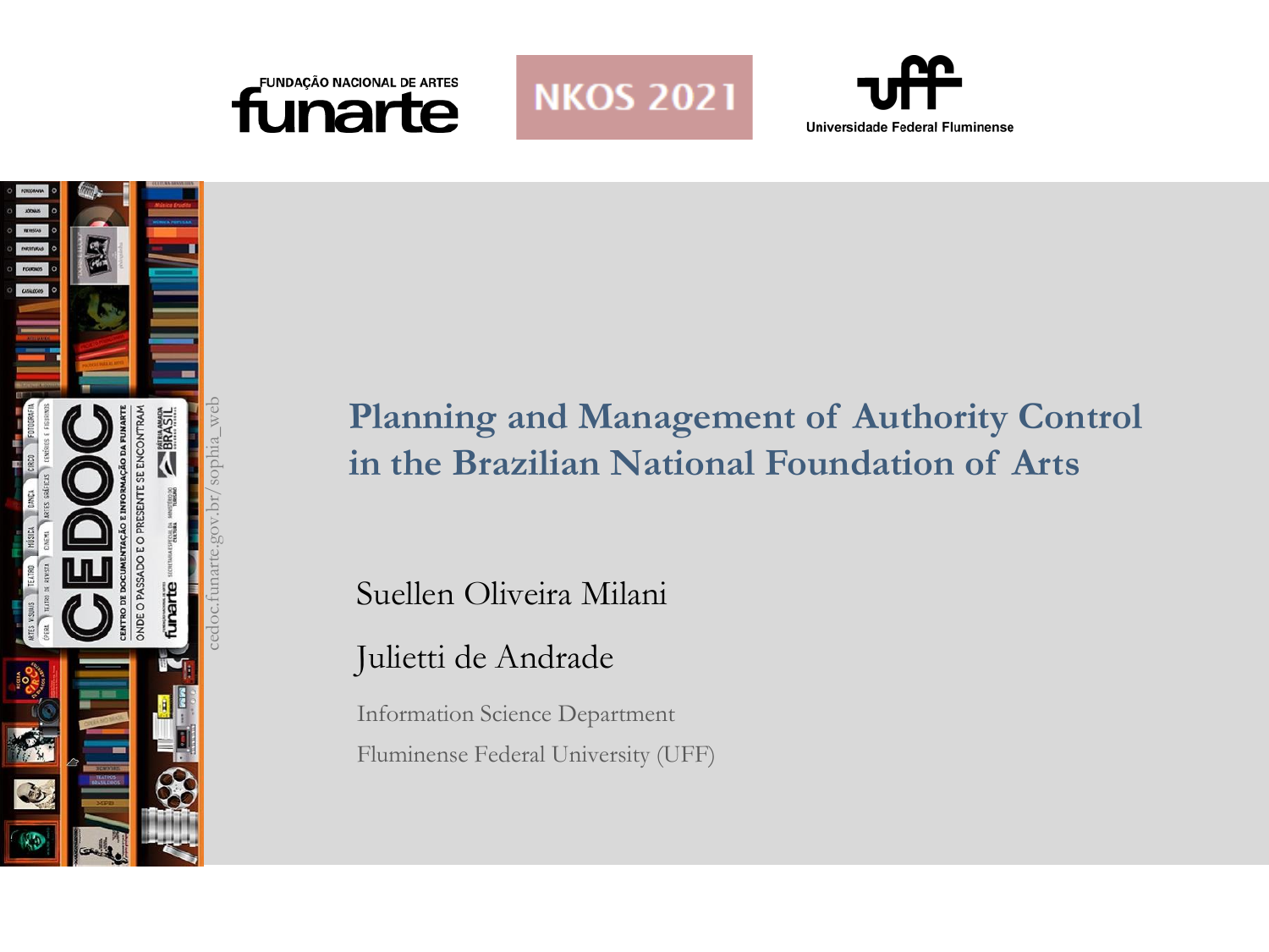FUNDAÇÃO NACIONAL DE ARTES funarte

NKOS 2021

uff Universidade Federal Fluminense

cedoc.funarte.gov.br/sophia_web

# Planning and Management of Authority Control in the Brazilian National Foundation of Arts

Suellen Oliveira Milani

Julietti de Andrade

Information Science Department

Fluminense Federal University (UFF)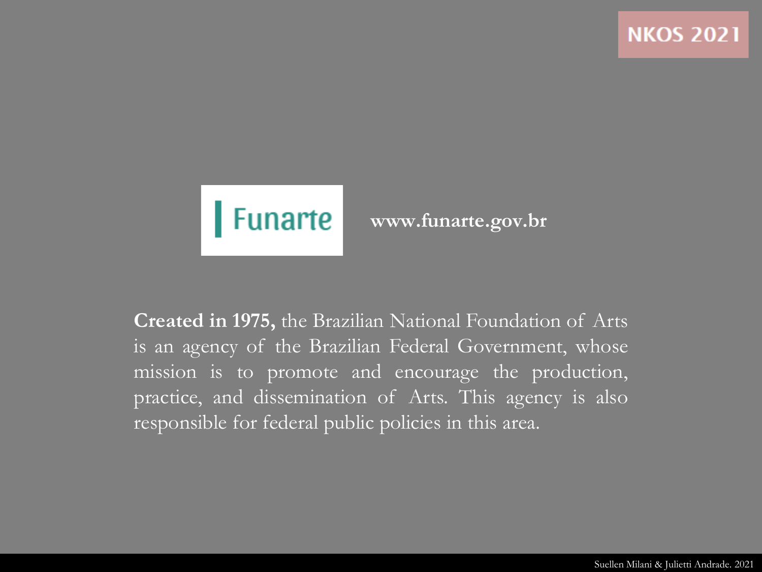Funarte

**www.funarte.gov.br**

**Created in 1975,** the Brazilian National Foundation of Arts is an agency of the Brazilian Federal Government, whose mission is to promote and encourage the production, practice, and dissemination of Arts. This agency is also responsible for federal public policies in this area.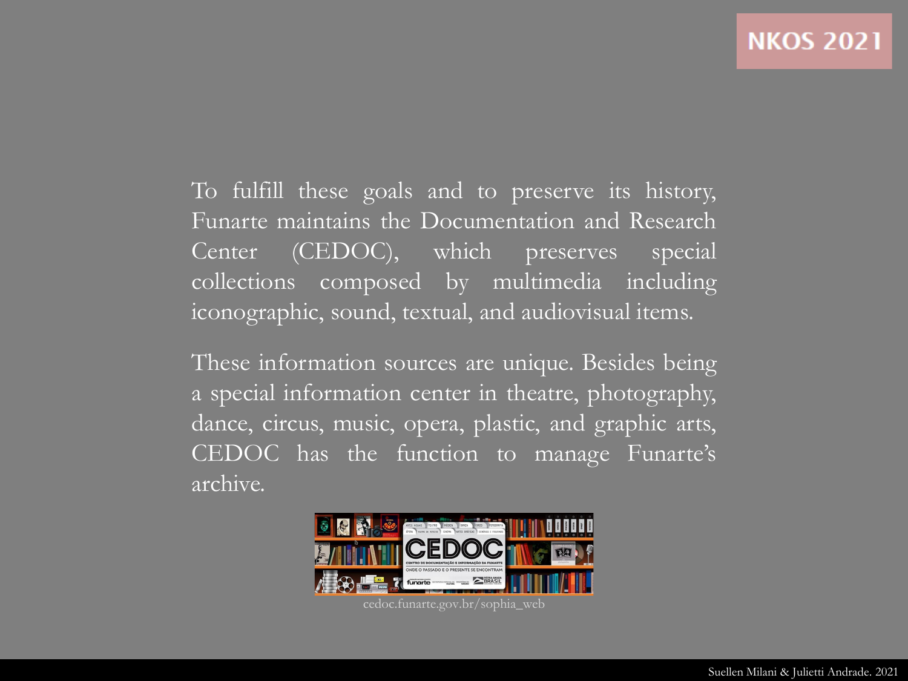To fulfill these goals and to preserve its history, Funarte maintains the Documentation and Research Center (CEDOC), which preserves special collections composed by multimedia including iconographic, sound, textual, and audiovisual items.

These information sources are unique. Besides being a special information center in theatre, photography, dance, circus, music, opera, plastic, and graphic arts, CEDOC has the function to manage Funarte's archive.

cedoc.funarte.gov.br/sophia_web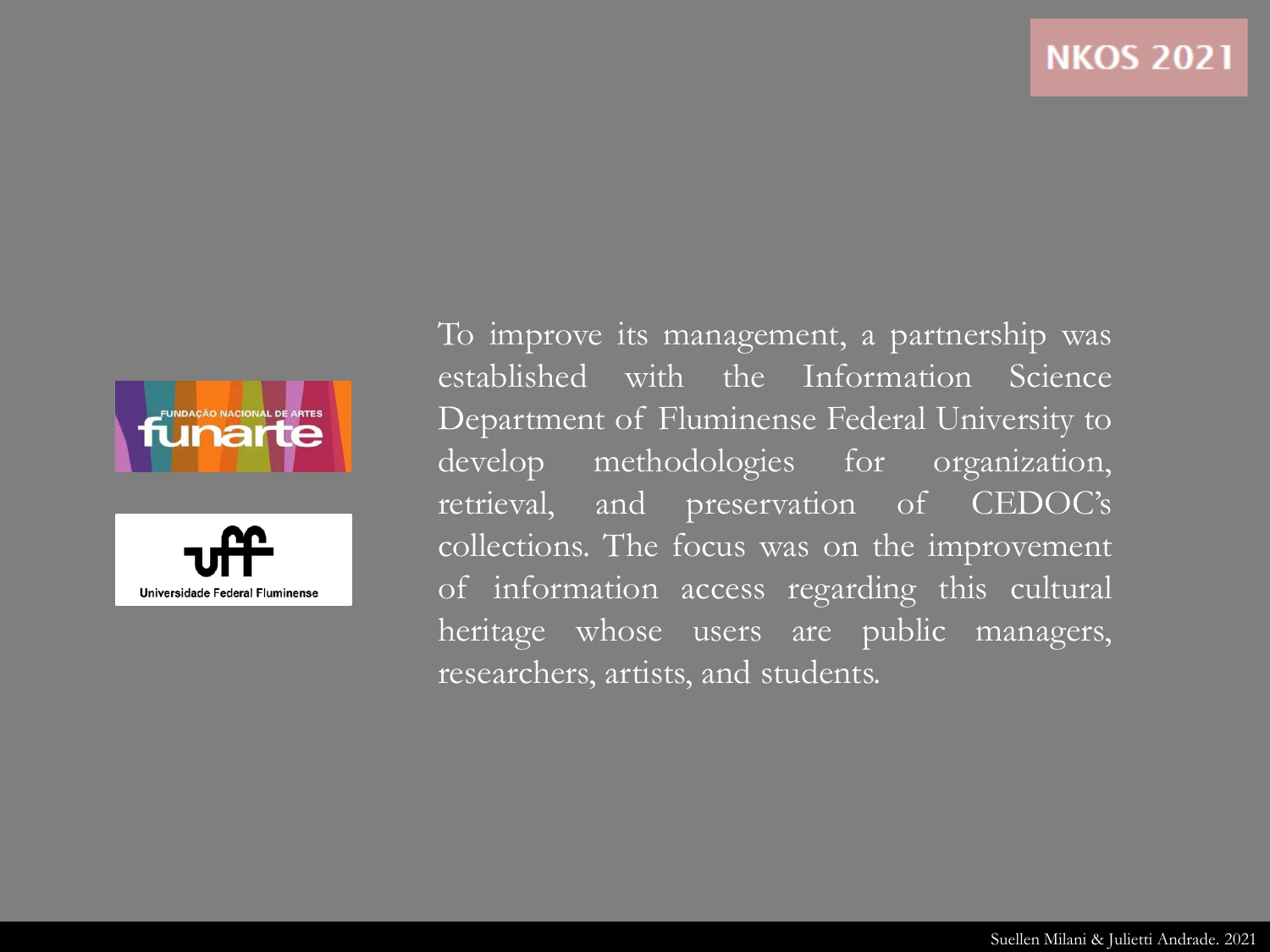To improve its management, a partnership was established with the Information Science Department of Fluminense Federal University to develop methodologies for organization, retrieval, and preservation of CEDOC's collections. The focus was on the improvement of information access regarding this cultural heritage whose users are public managers, researchers, artists, and students.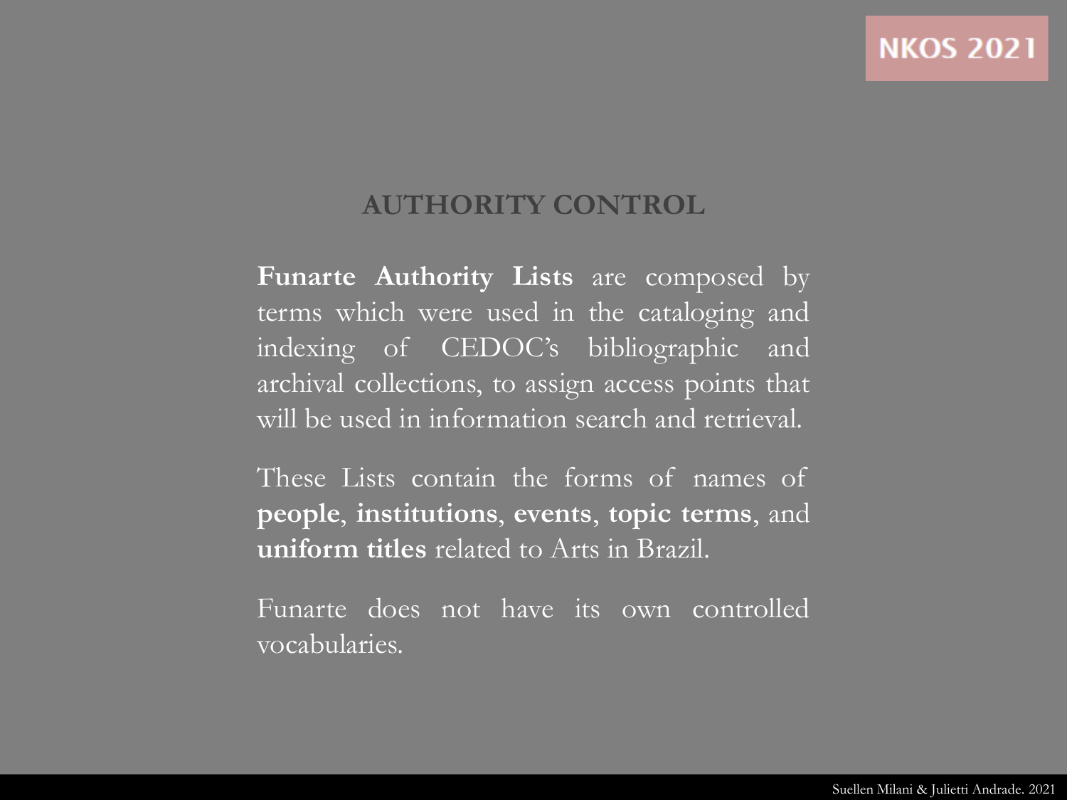## AUTHORITY CONTROL

**Funarte Authority Lists** are composed by terms which were used in the cataloging and indexing of CEDOC's bibliographic and archival collections, to assign access points that will be used in information search and retrieval.

These Lists contain the forms of names of **people**, **institutions**, **events**, **topic terms**, and **uniform titles** related to Arts in Brazil.

Funarte does not have its own controlled vocabularies.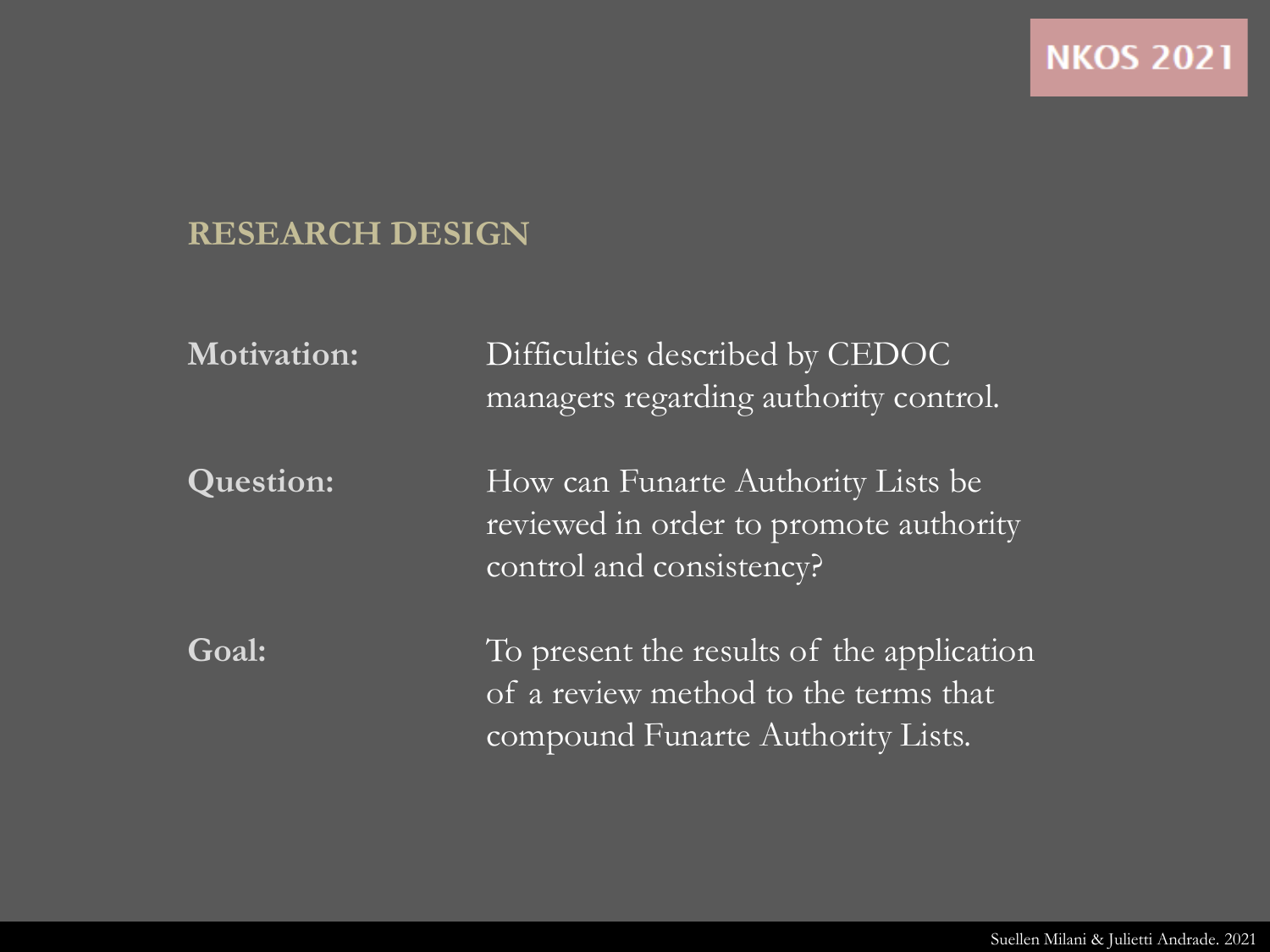## RESEARCH DESIGN

| | |
|---|---|
| **Motivation:** | Difficulties described by CEDOC managers regarding authority control. |
| **Question:** | How can Funarte Authority Lists be reviewed in order to promote authority control and consistency? |
| **Goal:** | To present the results of the application of a review method to the terms that compound Funarte Authority Lists. |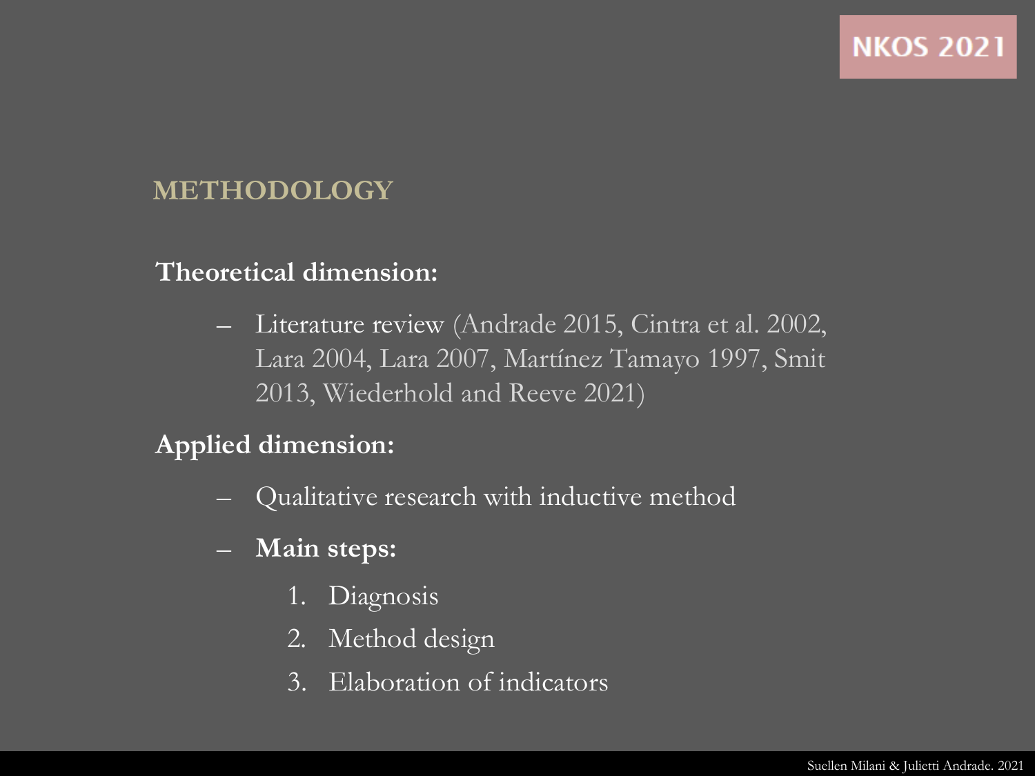## METHODOLOGY

**Theoretical dimension:**

- Literature review (Andrade 2015, Cintra et al. 2002, Lara 2004, Lara 2007, Martínez Tamayo 1997, Smit 2013, Wiederhold and Reeve 2021)

**Applied dimension:**

- Qualitative research with inductive method
- **Main steps:**
  1. Diagnosis
  2. Method design
  3. Elaboration of indicators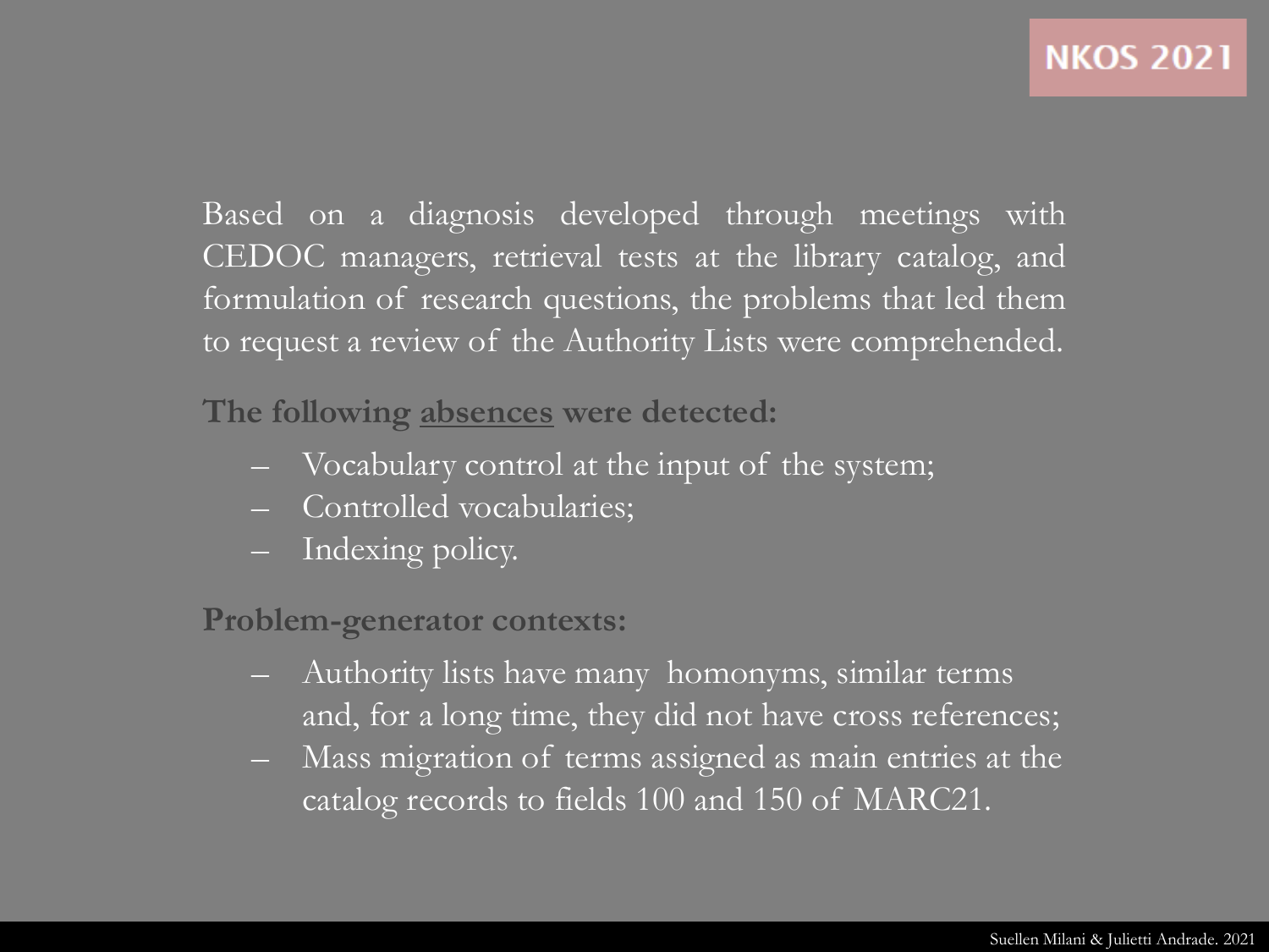Based on a diagnosis developed through meetings with CEDOC managers, retrieval tests at the library catalog, and formulation of research questions, the problems that led them to request a review of the Authority Lists were comprehended.

**The following absences were detected:**

- Vocabulary control at the input of the system;
- Controlled vocabularies;
- Indexing policy.

**Problem-generator contexts:**

- Authority lists have many homonyms, similar terms and, for a long time, they did not have cross references;
- Mass migration of terms assigned as main entries at the catalog records to fields 100 and 150 of MARC21.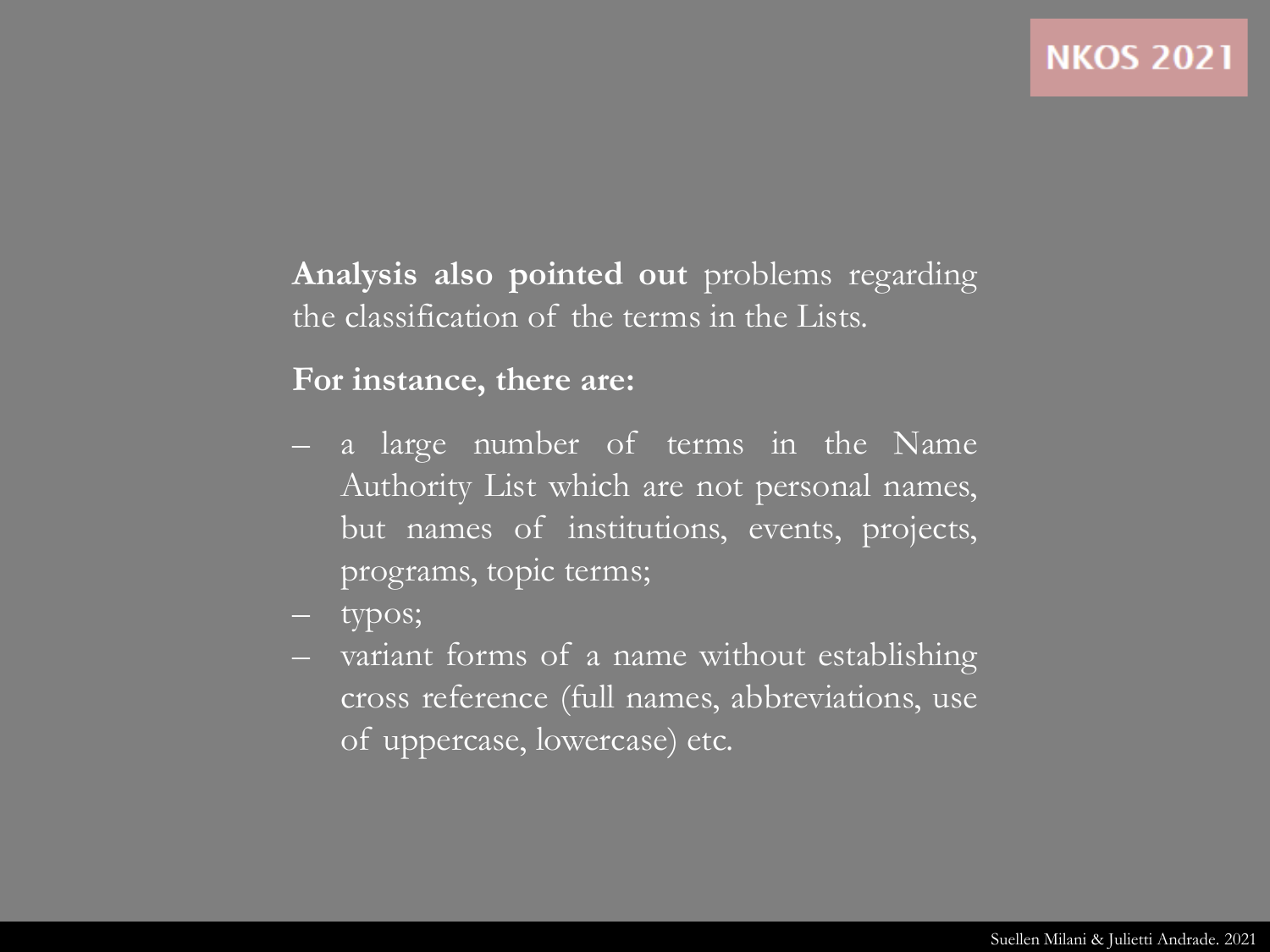**Analysis also pointed out** problems regarding the classification of the terms in the Lists.

**For instance, there are:**

- a large number of terms in the Name Authority List which are not personal names, but names of institutions, events, projects, programs, topic terms;
- typos;
- variant forms of a name without establishing cross reference (full names, abbreviations, use of uppercase, lowercase) etc.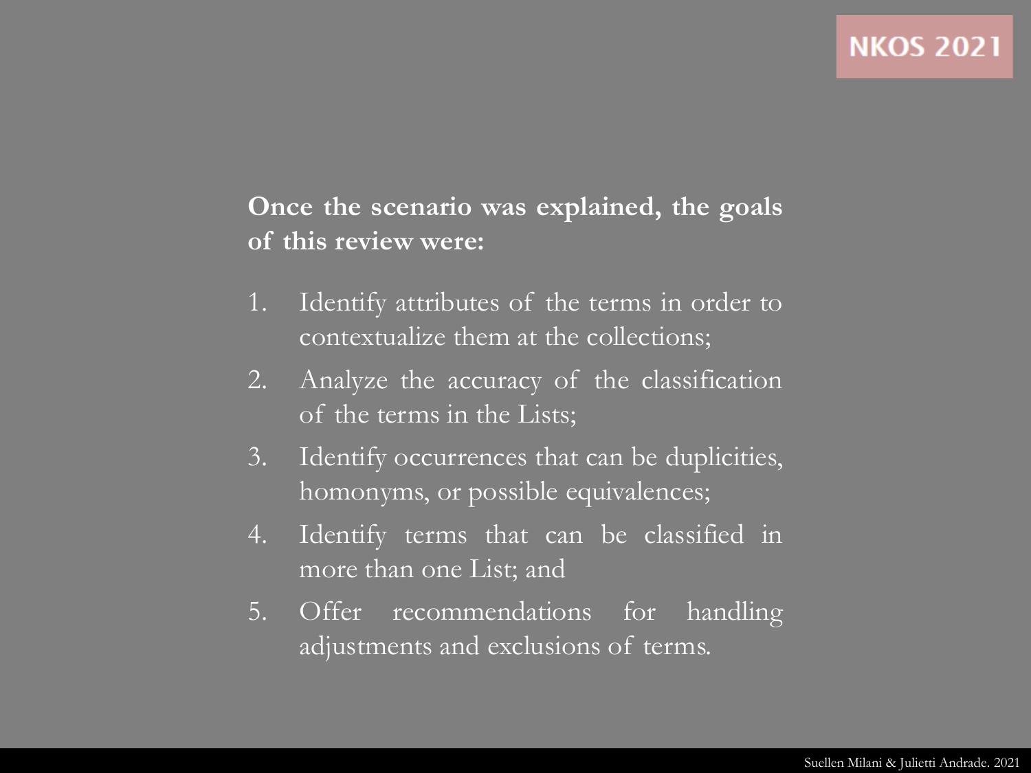**Once the scenario was explained, the goals of this review were:**

1. Identify attributes of the terms in order to contextualize them at the collections;
2. Analyze the accuracy of the classification of the terms in the Lists;
3. Identify occurrences that can be duplicities, homonyms, or possible equivalences;
4. Identify terms that can be classified in more than one List; and
5. Offer recommendations for handling adjustments and exclusions of terms.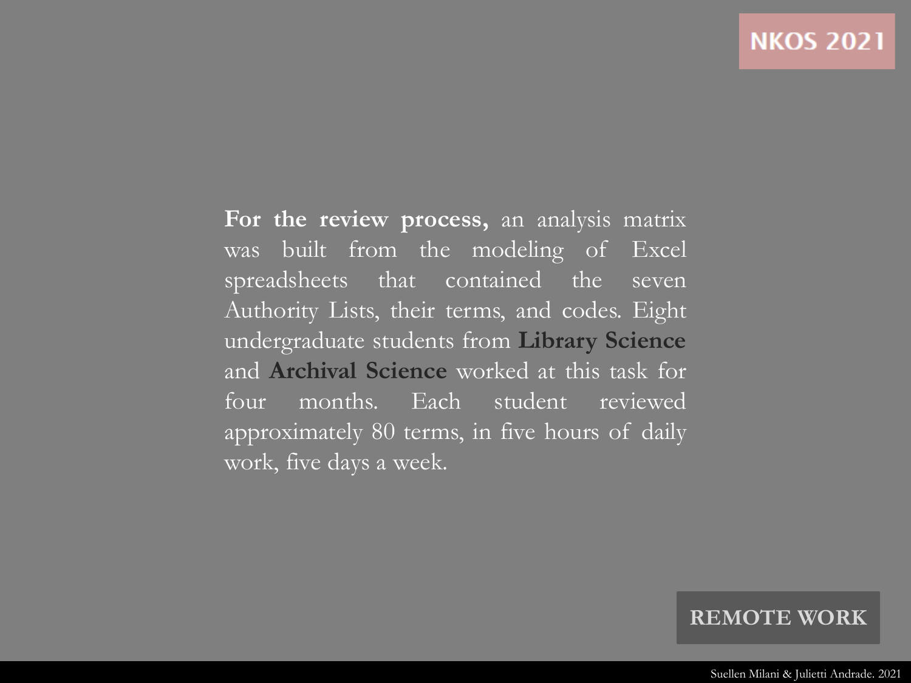**For the review process,** an analysis matrix was built from the modeling of Excel spreadsheets that contained the seven Authority Lists, their terms, and codes. Eight undergraduate students from **Library Science** and **Archival Science** worked at this task for four months. Each student reviewed approximately 80 terms, in five hours of daily work, five days a week.

**REMOTE WORK**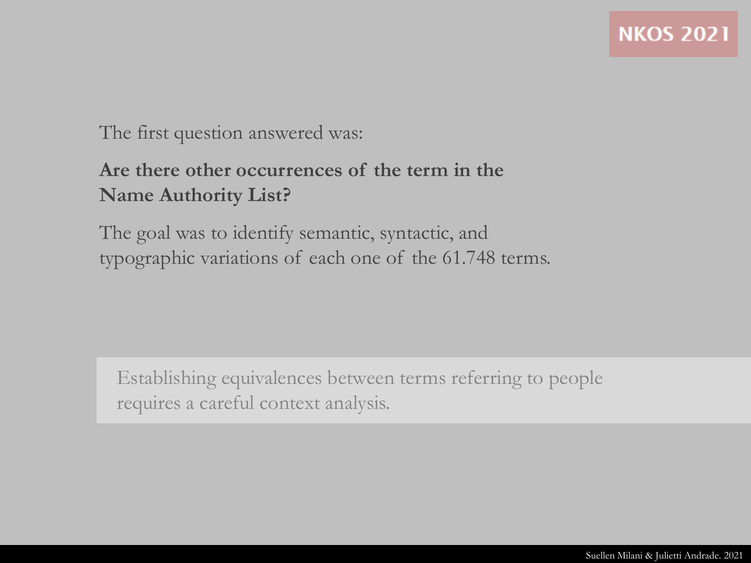The first question answered was:

**Are there other occurrences of the term in the Name Authority List?**

The goal was to identify semantic, syntactic, and typographic variations of each one of the 61.748 terms.

Establishing equivalences between terms referring to people requires a careful context analysis.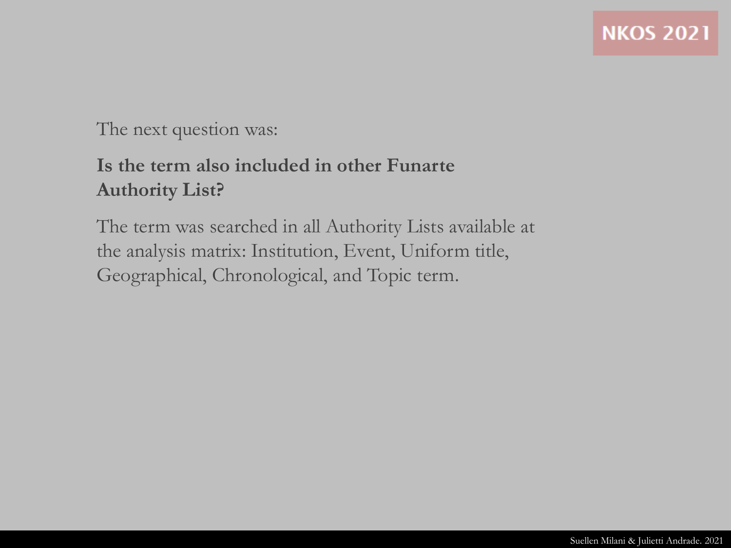The next question was:

**Is the term also included in other Funarte Authority List?**

The term was searched in all Authority Lists available at the analysis matrix: Institution, Event, Uniform title, Geographical, Chronological, and Topic term.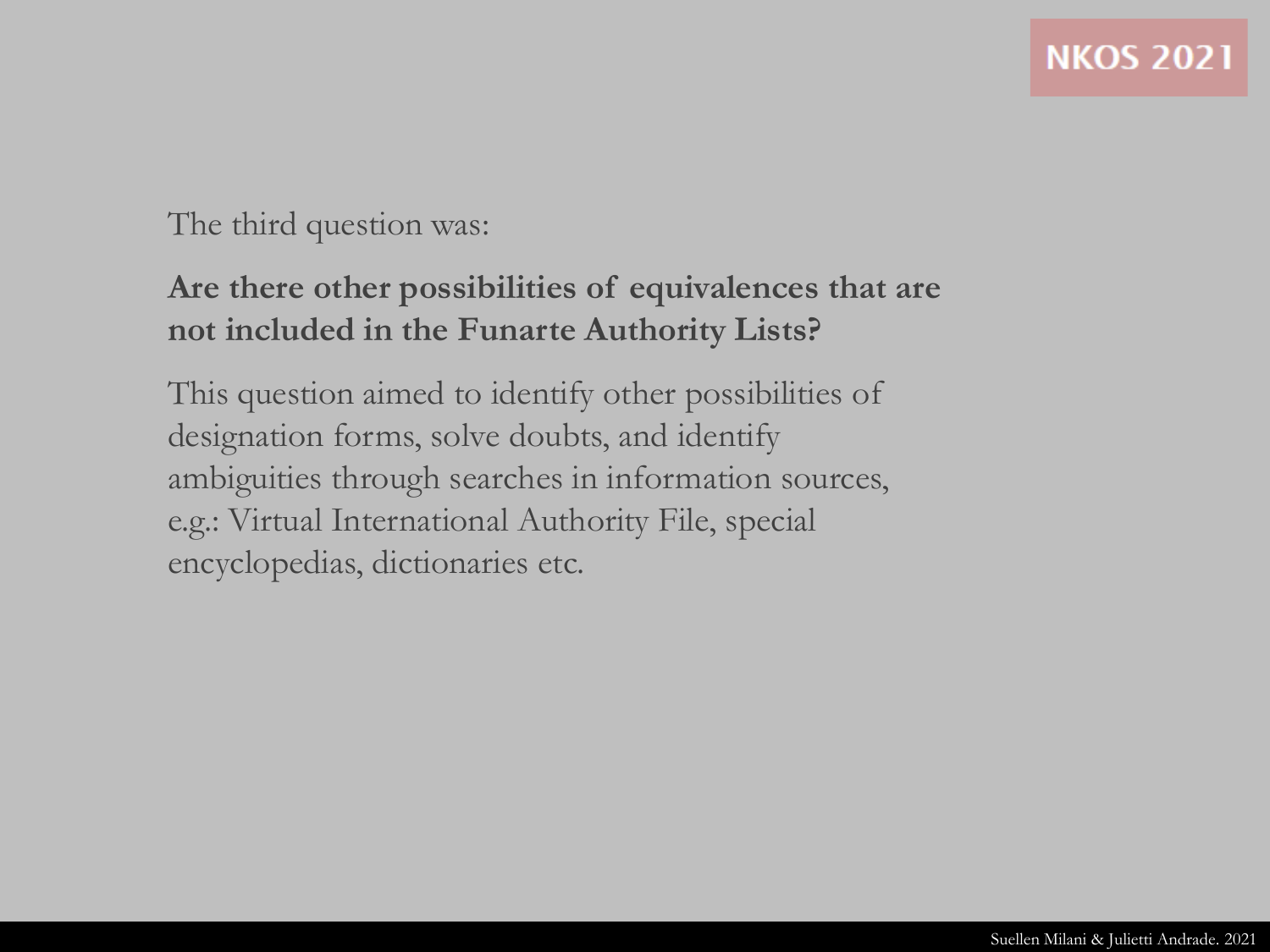The third question was:

**Are there other possibilities of equivalences that are not included in the Funarte Authority Lists?**

This question aimed to identify other possibilities of designation forms, solve doubts, and identify ambiguities through searches in information sources, e.g.: Virtual International Authority File, special encyclopedias, dictionaries etc.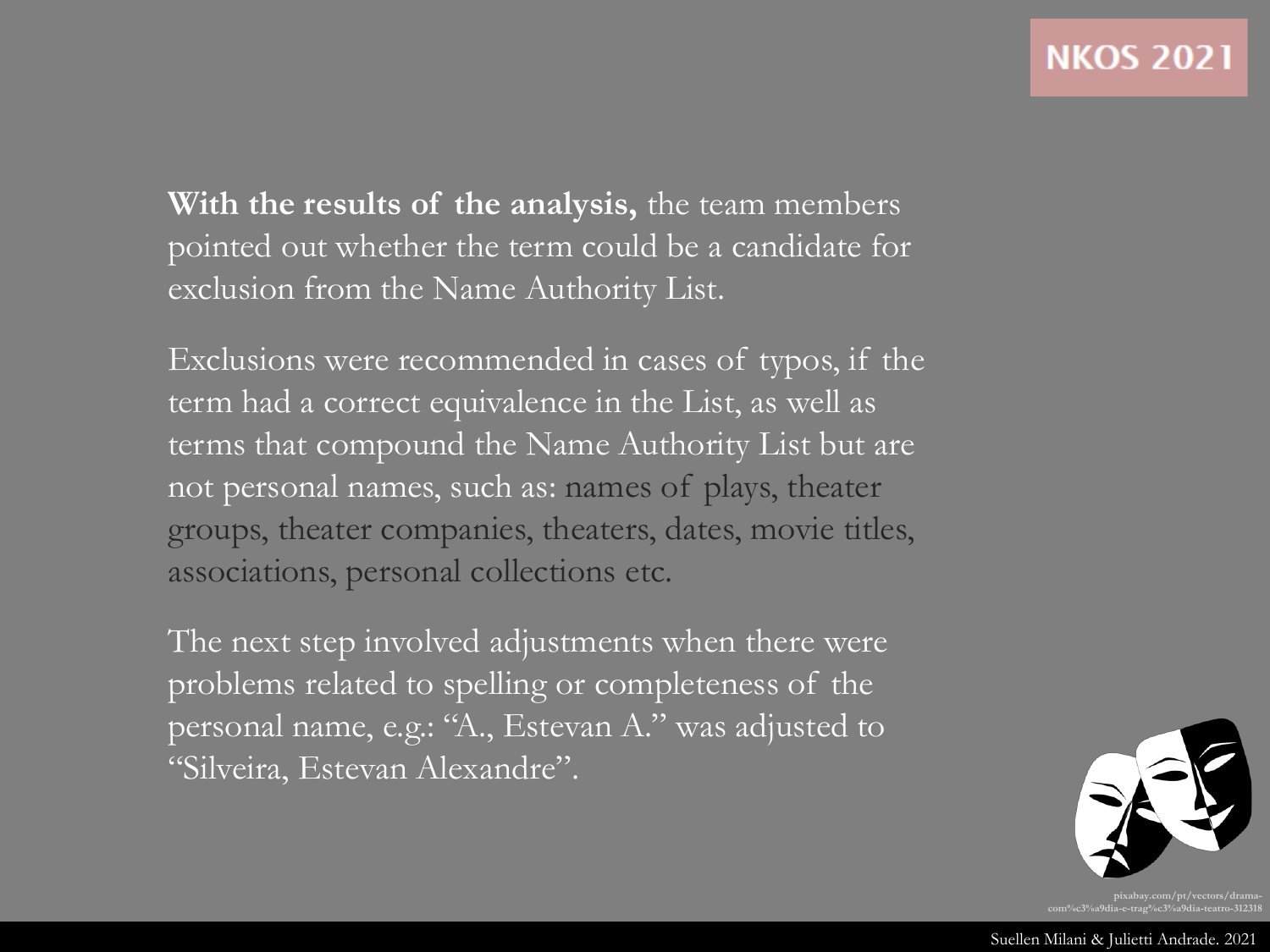**With the results of the analysis,** the team members pointed out whether the term could be a candidate for exclusion from the Name Authority List.

Exclusions were recommended in cases of typos, if the term had a correct equivalence in the List, as well as terms that compound the Name Authority List but are not personal names, such as: names of plays, theater groups, theater companies, theaters, dates, movie titles, associations, personal collections etc.

The next step involved adjustments when there were problems related to spelling or completeness of the personal name, e.g.: "A., Estevan A." was adjusted to "Silveira, Estevan Alexandre".

pixabay.com/pt/vectors/drama-com%c3%a9dia-e-trag%c3%a9dia-teatro-312318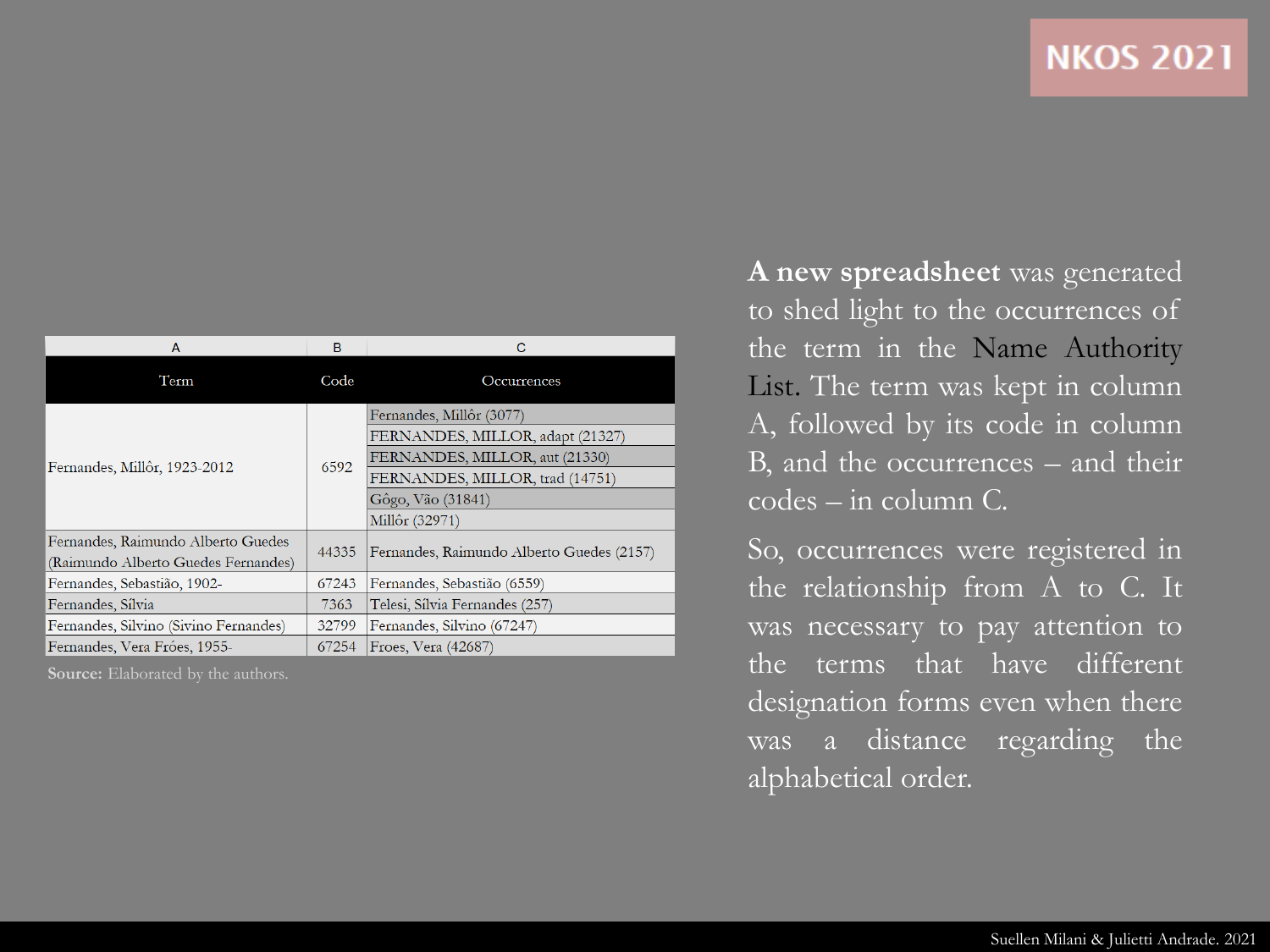| A | B | C |
|---|---|---|
| Term | Code | Occurrences |
| Fernandes, Millôr, 1923-2012 | 6592 | Fernandes, Millôr (3077) |
| | | FERNANDES, MILLOR, adapt (21327) |
| | | FERNANDES, MILLOR, aut (21330) |
| | | FERNANDES, MILLOR, trad (14751) |
| | | Gôgo, Vão (31841) |
| | | Millôr (32971) |
| Fernandes, Raimundo Alberto Guedes (Raimundo Alberto Guedes Fernandes) | 44335 | Fernandes, Raimundo Alberto Guedes (2157) |
| Fernandes, Sebastião, 1902- | 67243 | Fernandes, Sebastião (6559) |
| Fernandes, Sílvia | 7363 | Telesi, Sílvia Fernandes (257) |
| Fernandes, Silvino (Sivino Fernandes) | 32799 | Fernandes, Silvino (67247) |
| Fernandes, Vera Fróes, 1955- | 67254 | Froes, Vera (42687) |

**Source:** Elaborated by the authors.

**A new spreadsheet** was generated to shed light to the occurrences of the term in the Name Authority List. The term was kept in column A, followed by its code in column B, and the occurrences – and their codes – in column C.

So, occurrences were registered in the relationship from A to C. It was necessary to pay attention to the terms that have different designation forms even when there was a distance regarding the alphabetical order.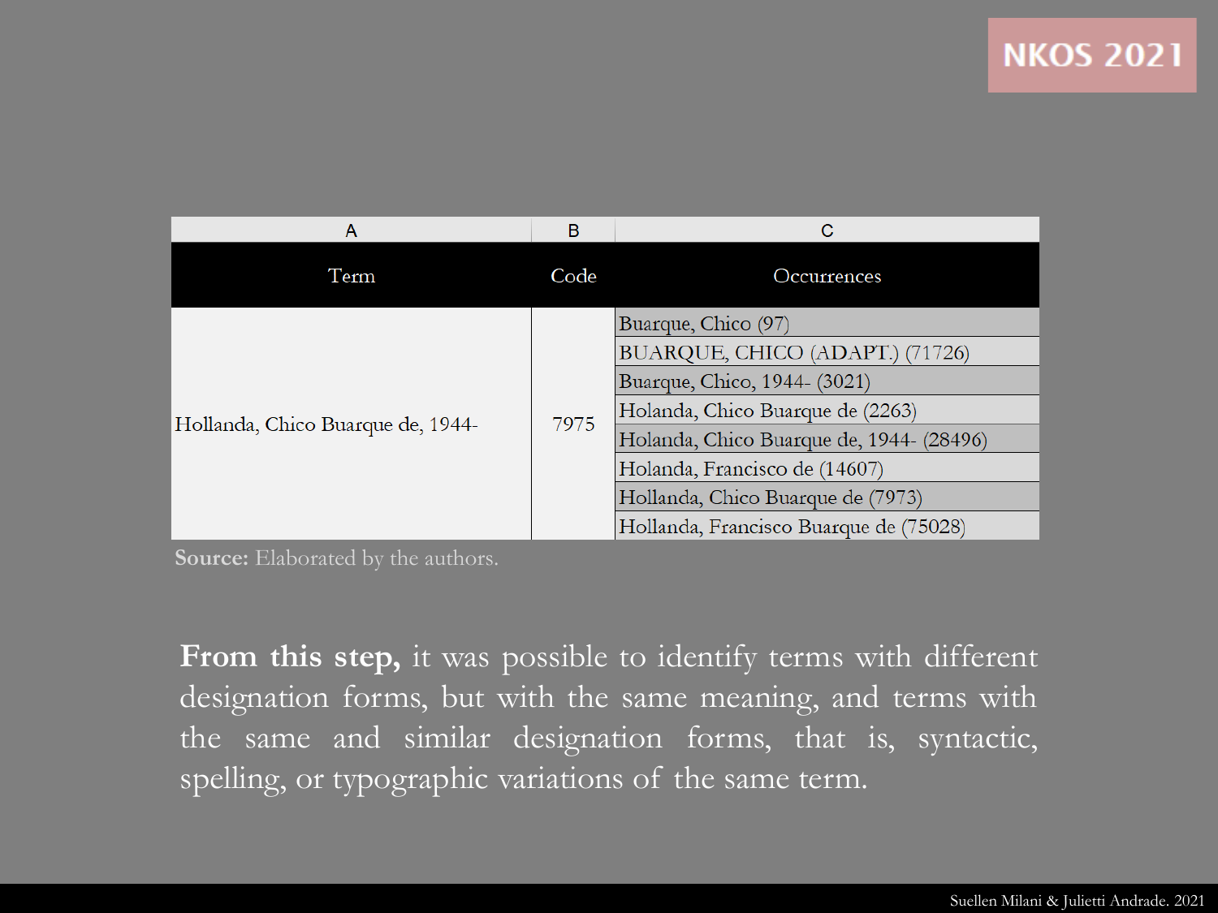| Term | Code | Occurrences |
|---|---|---|
| Hollanda, Chico Buarque de, 1944- | 7975 | Buarque, Chico (97) |
| | | BUARQUE, CHICO (ADAPT.) (71726) |
| | | Buarque, Chico, 1944- (3021) |
| | | Holanda, Chico Buarque de (2263) |
| | | Holanda, Chico Buarque de, 1944- (28496) |
| | | Holanda, Francisco de (14607) |
| | | Hollanda, Chico Buarque de (7973) |
| | | Holanda, Francisco Buarque de (75028) |

**Source:** Elaborated by the authors.

**From this step,** it was possible to identify terms with different designation forms, but with the same meaning, and terms with the same and similar designation forms, that is, syntactic, spelling, or typographic variations of the same term.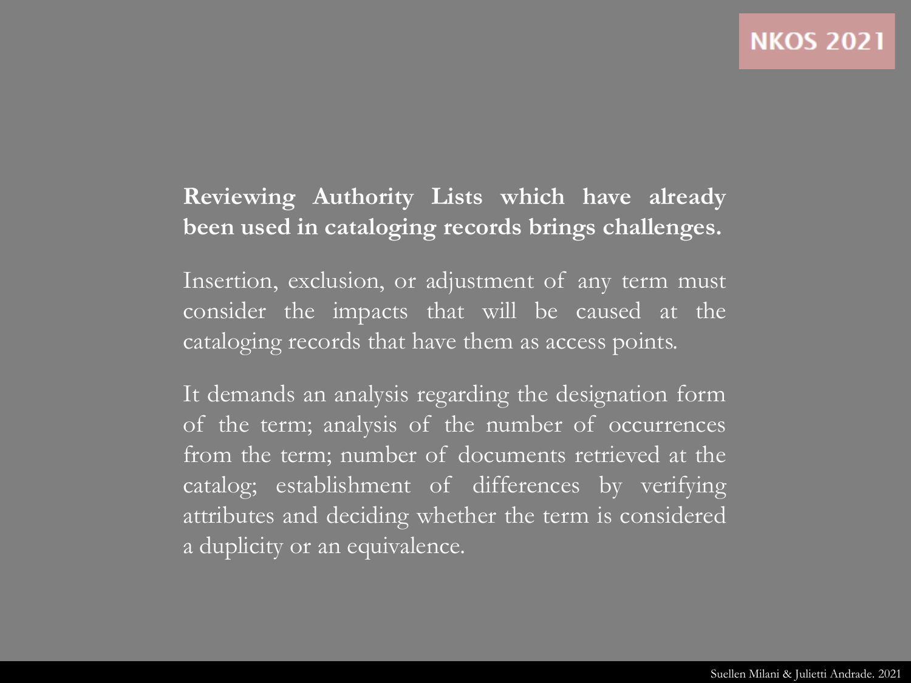**Reviewing Authority Lists which have already been used in cataloging records brings challenges.**

Insertion, exclusion, or adjustment of any term must consider the impacts that will be caused at the cataloging records that have them as access points.

It demands an analysis regarding the designation form of the term; analysis of the number of occurrences from the term; number of documents retrieved at the catalog; establishment of differences by verifying attributes and deciding whether the term is considered a duplicity or an equivalence.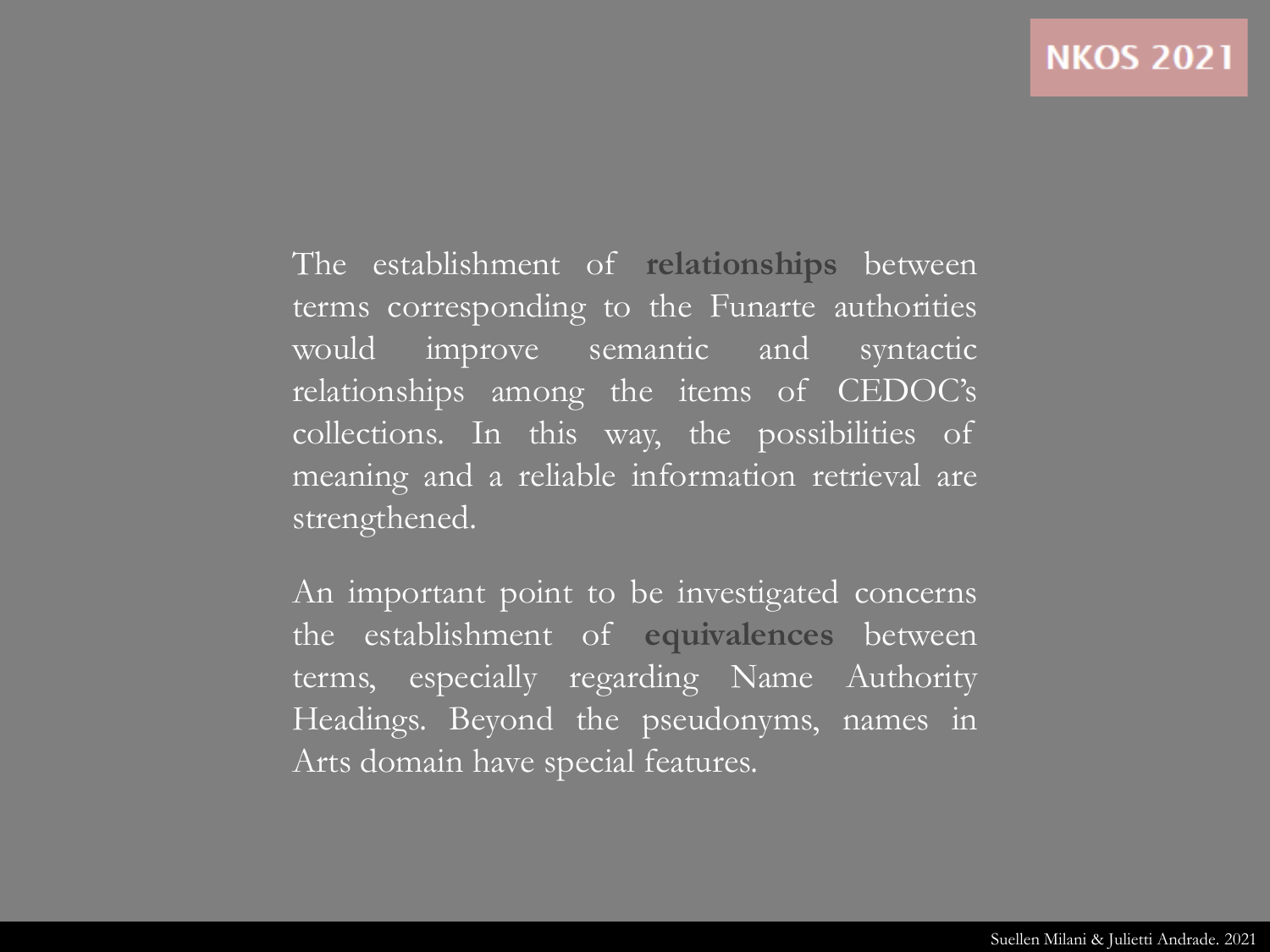The establishment of **relationships** between terms corresponding to the Funarte authorities would improve semantic and syntactic relationships among the items of CEDOC's collections. In this way, the possibilities of meaning and a reliable information retrieval are strengthened.

An important point to be investigated concerns the establishment of **equivalences** between terms, especially regarding Name Authority Headings. Beyond the pseudonyms, names in Arts domain have special features.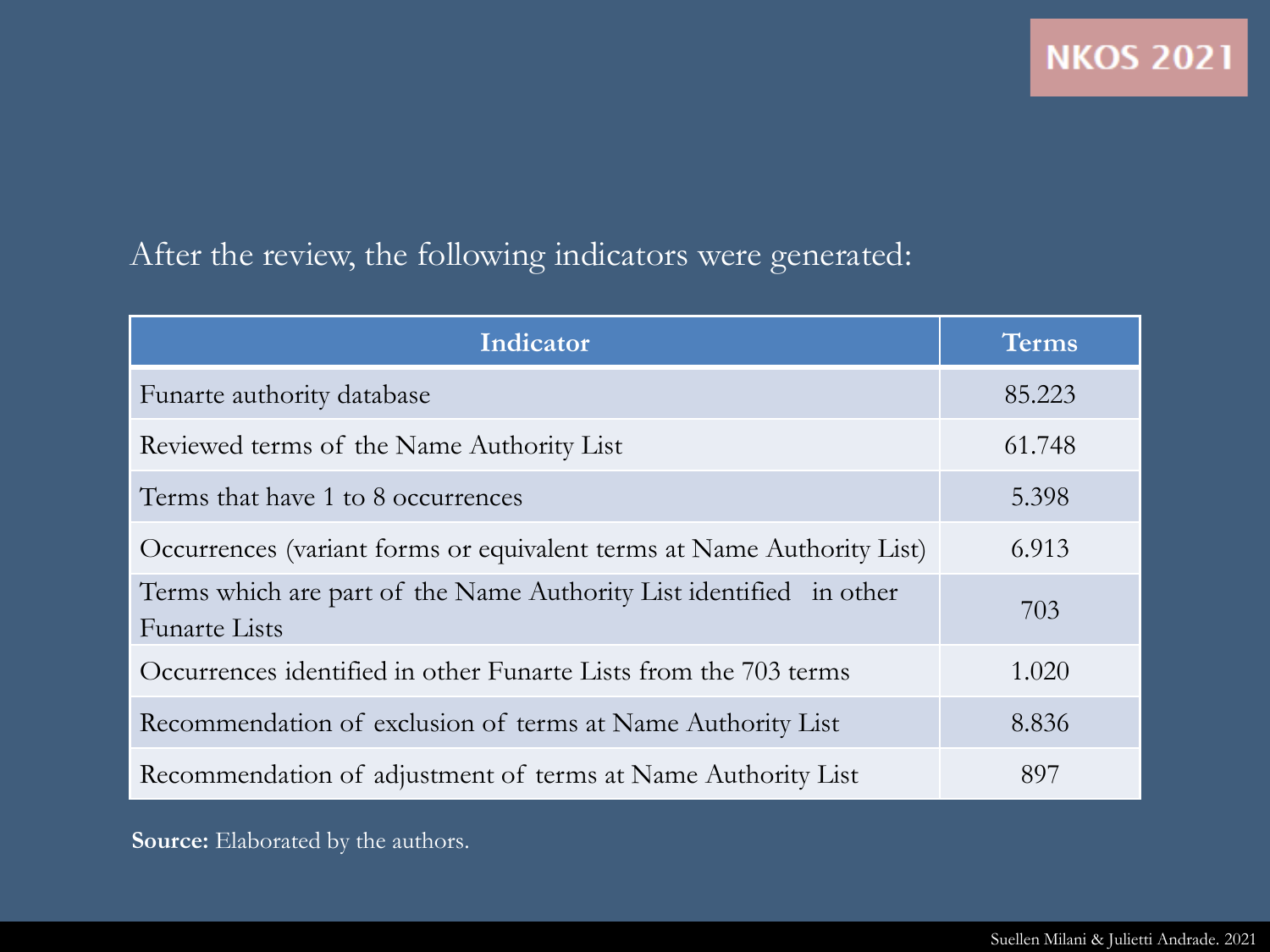After the review, the following indicators were generated:

| Indicator | Terms |
|---|---|
| Funarte authority database | 85.223 |
| Reviewed terms of the Name Authority List | 61.748 |
| Terms that have 1 to 8 occurrences | 5.398 |
| Occurrences (variant forms or equivalent terms at Name Authority List) | 6.913 |
| Terms which are part of the Name Authority List identified in other Funarte Lists | 703 |
| Occurrences identified in other Funarte Lists from the 703 terms | 1.020 |
| Recommendation of exclusion of terms at Name Authority List | 8.836 |
| Recommendation of adjustment of terms at Name Authority List | 897 |

**Source:** Elaborated by the authors.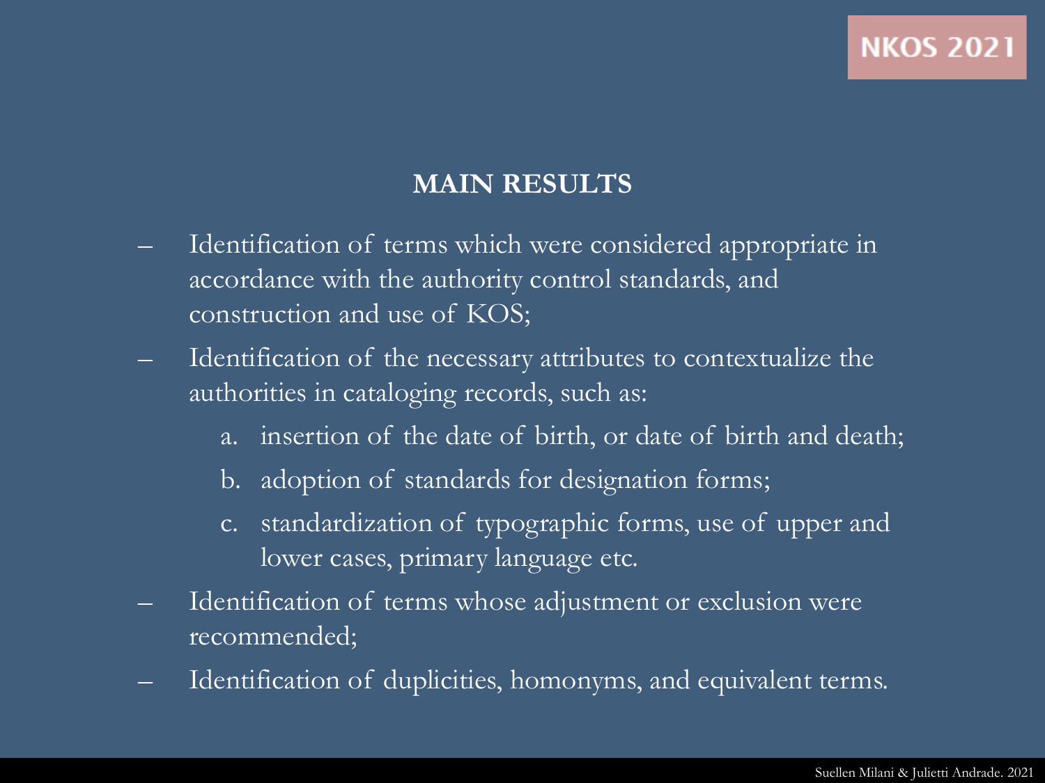## MAIN RESULTS

- Identification of terms which were considered appropriate in accordance with the authority control standards, and construction and use of KOS;
- Identification of the necessary attributes to contextualize the authorities in cataloging records, such as:
    a. insertion of the date of birth, or date of birth and death;
    b. adoption of standards for designation forms;
    c. standardization of typographic forms, use of upper and lower cases, primary language etc.
- Identification of terms whose adjustment or exclusion were recommended;
- Identification of duplicities, homonyms, and equivalent terms.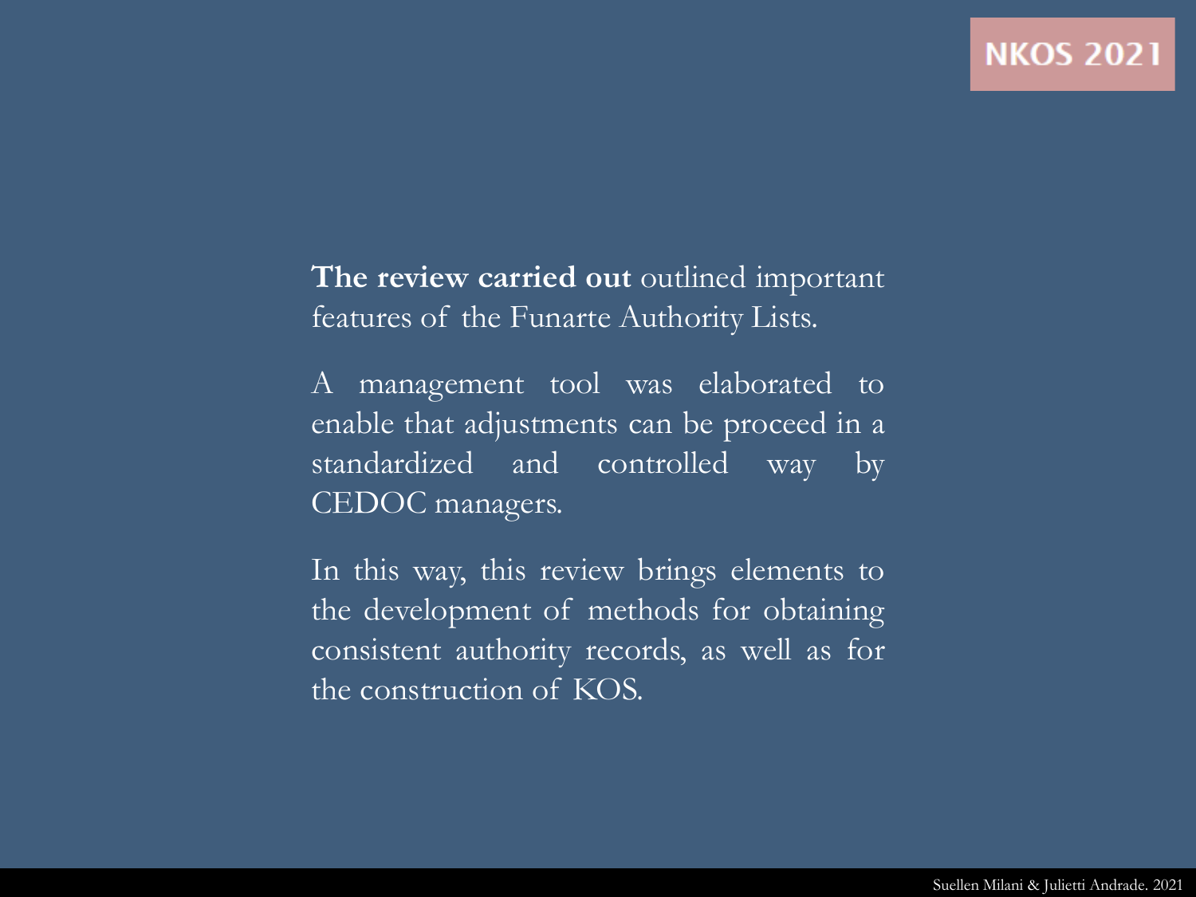**The review carried out** outlined important features of the Funarte Authority Lists.

A management tool was elaborated to enable that adjustments can be proceed in a standardized and controlled way by CEDOC managers.

In this way, this review brings elements to the development of methods for obtaining consistent authority records, as well as for the construction of KOS.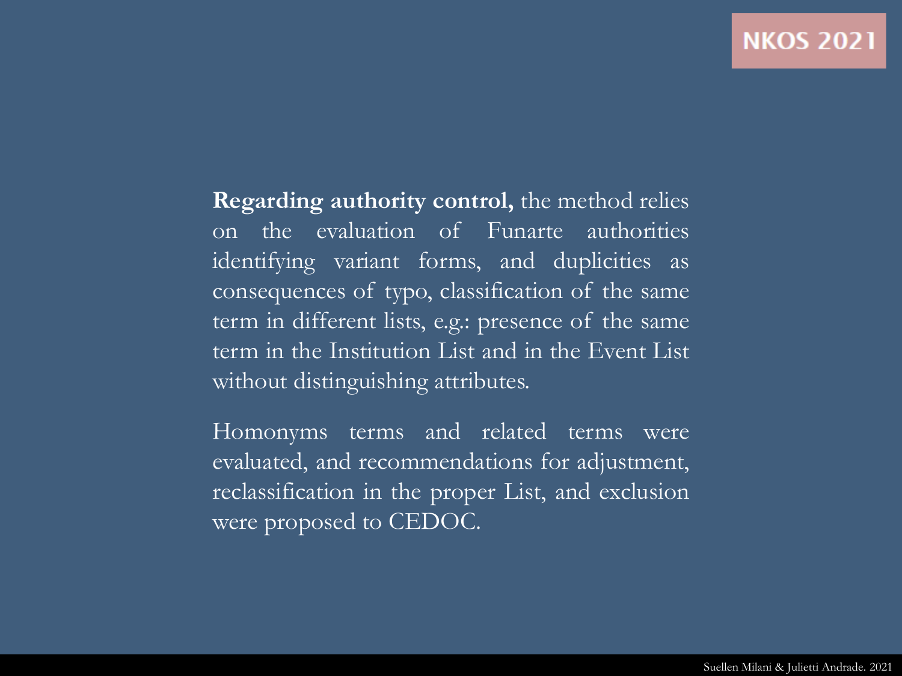**Regarding authority control,** the method relies on the evaluation of Funarte authorities identifying variant forms, and duplicities as consequences of typo, classification of the same term in different lists, e.g.: presence of the same term in the Institution List and in the Event List without distinguishing attributes.

Homonyms terms and related terms were evaluated, and recommendations for adjustment, reclassification in the proper List, and exclusion were proposed to CEDOC.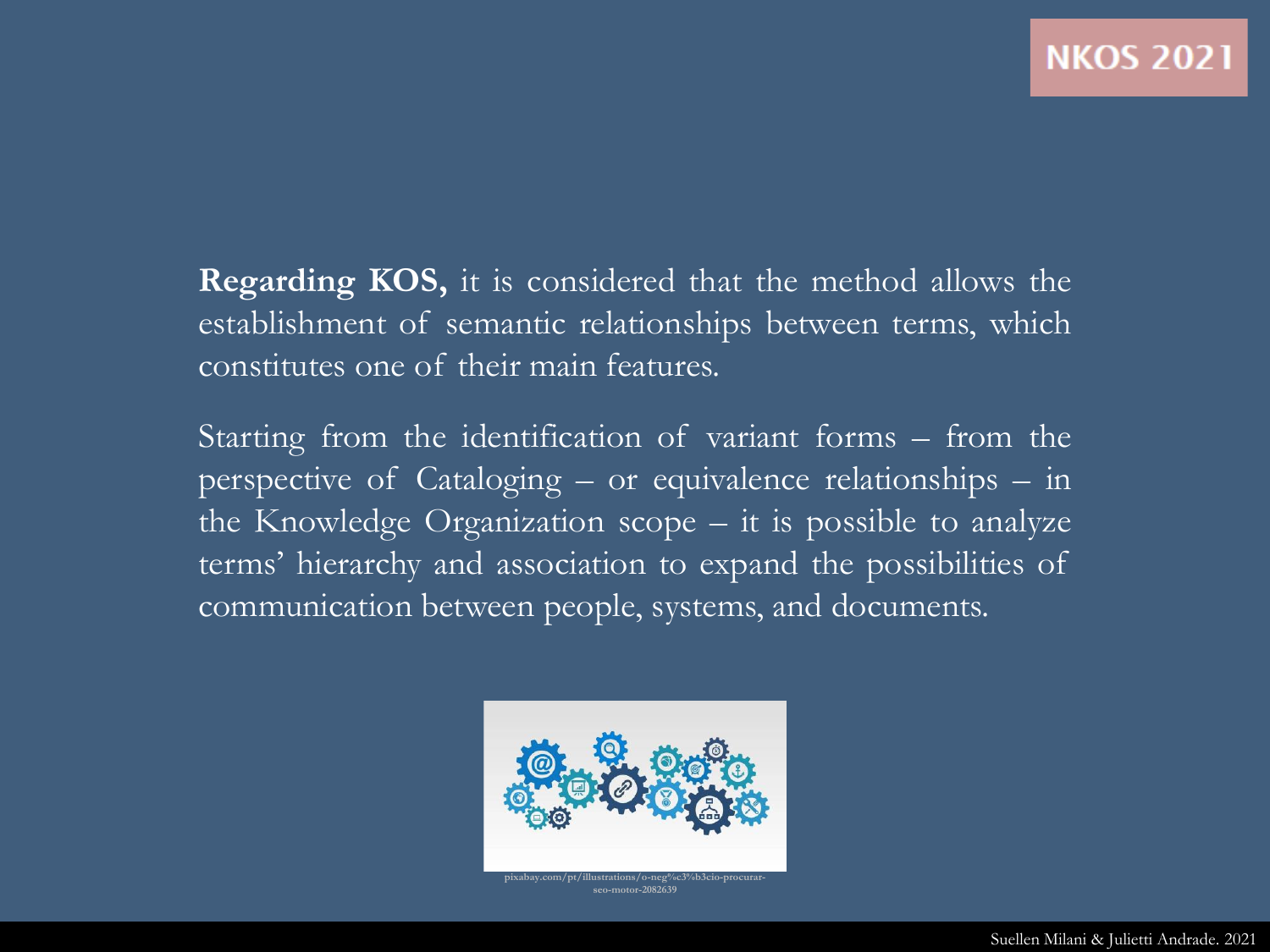**Regarding KOS,** it is considered that the method allows the establishment of semantic relationships between terms, which constitutes one of their main features.

Starting from the identification of variant forms – from the perspective of Cataloging – or equivalence relationships – in the Knowledge Organization scope – it is possible to analyze terms' hierarchy and association to expand the possibilities of communication between people, systems, and documents.

pixabay.com/pt/illustrations/o-neg%c3%b3cio-procurar-seo-motor-2082639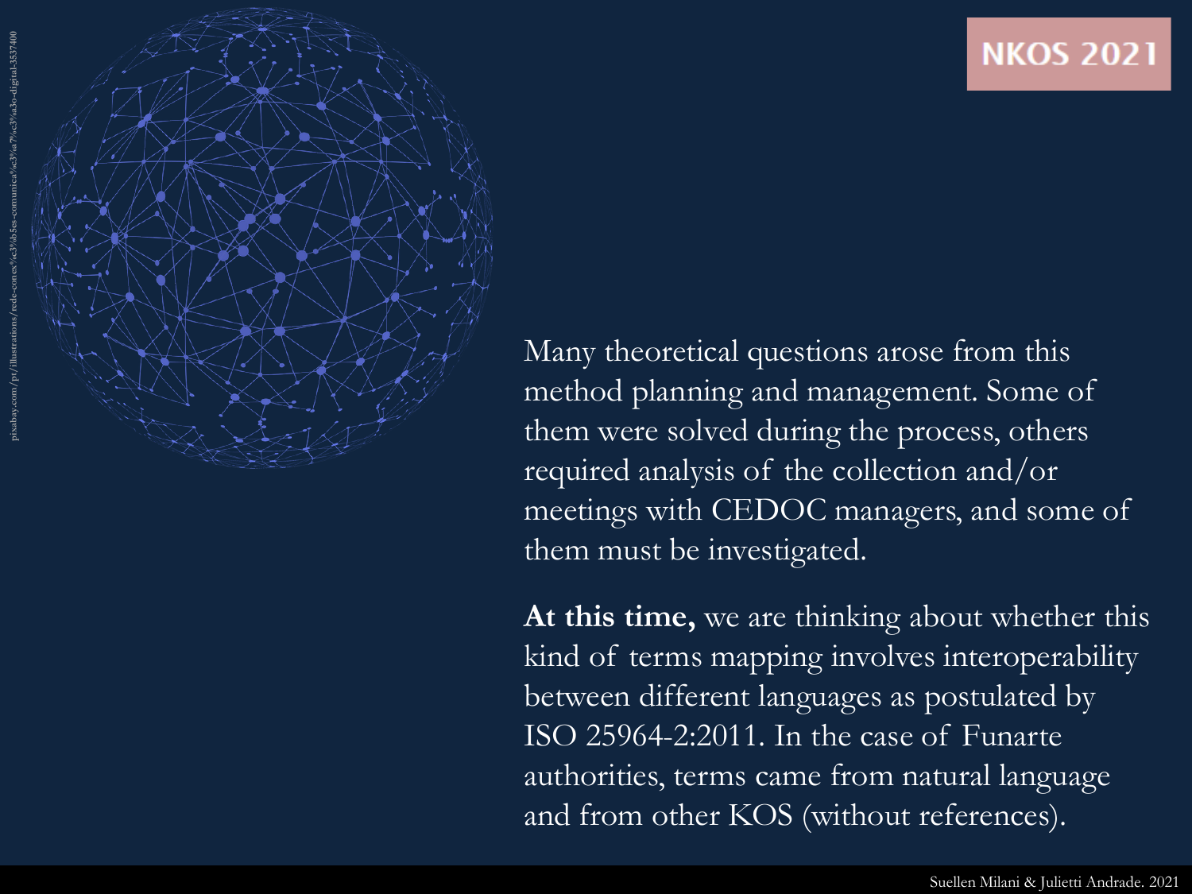Many theoretical questions arose from this method planning and management. Some of them were solved during the process, others required analysis of the collection and/or meetings with CEDOC managers, and some of them must be investigated.

**At this time,** we are thinking about whether this kind of terms mapping involves interoperability between different languages as postulated by ISO 25964-2:2011. In the case of Funarte authorities, terms came from natural language and from other KOS (without references).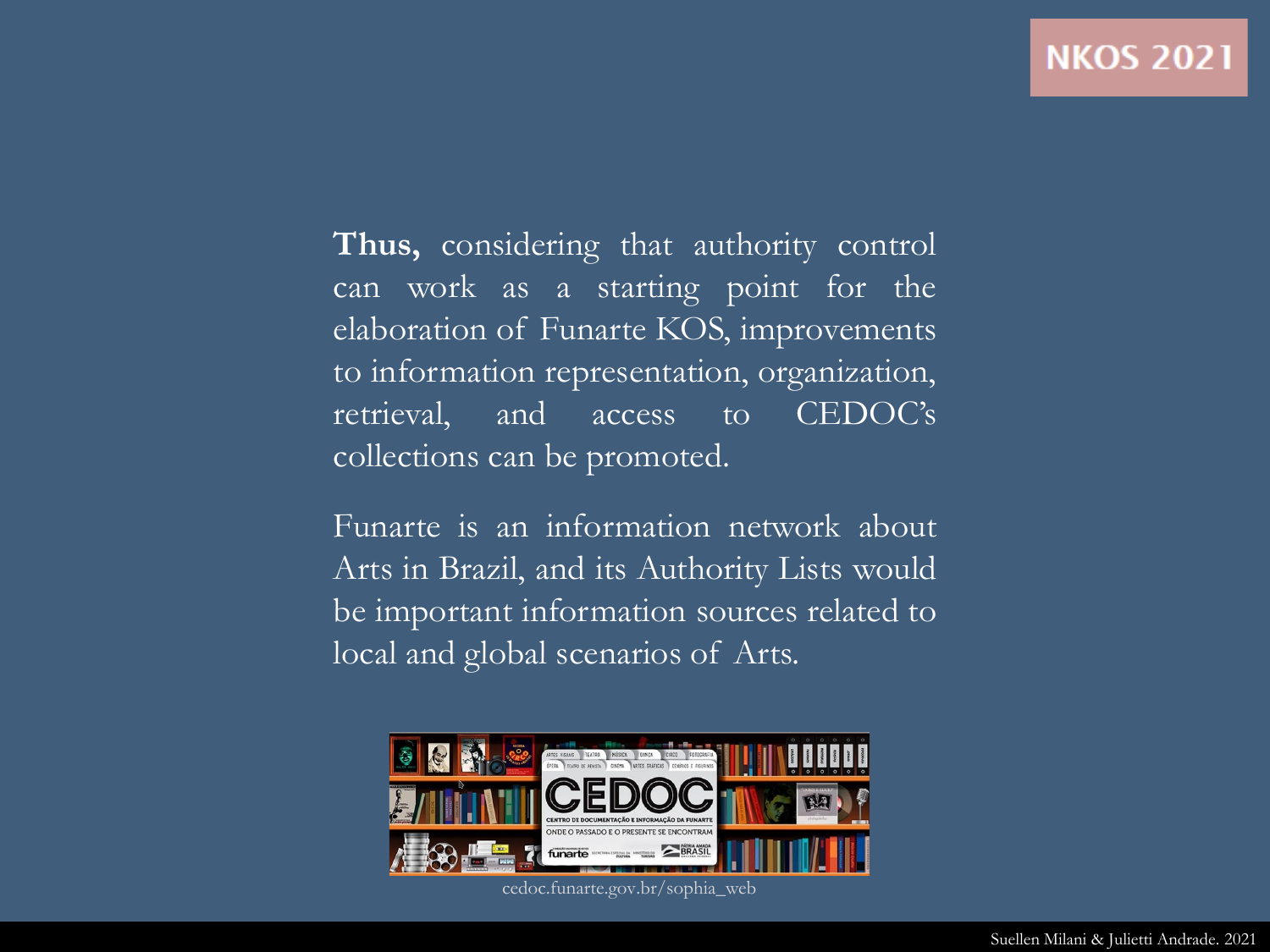**Thus,** considering that authority control can work as a starting point for the elaboration of Funarte KOS, improvements to information representation, organization, retrieval, and access to CEDOC's collections can be promoted.

Funarte is an information network about Arts in Brazil, and its Authority Lists would be important information sources related to local and global scenarios of Arts.

cedoc.funarte.gov.br/sophia_web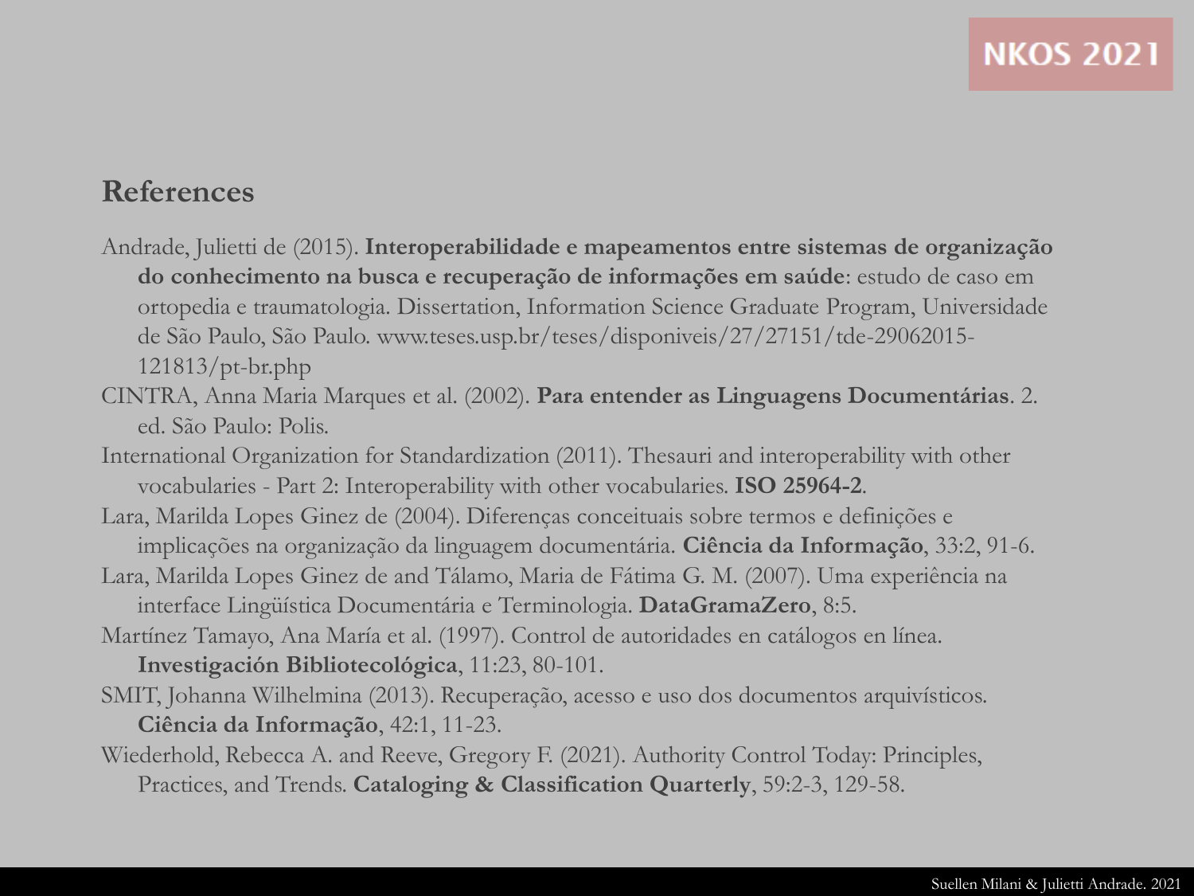## References

Andrade, Julietti de (2015). **Interoperabilidade e mapeamentos entre sistemas de organização do conhecimento na busca e recuperação de informações em saúde**: estudo de caso em ortopedia e traumatologia. Dissertation, Information Science Graduate Program, Universidade de São Paulo, São Paulo. www.teses.usp.br/teses/disponiveis/27/27151/tde-29062015-121813/pt-br.php

CINTRA, Anna Maria Marques et al. (2002). **Para entender as Linguagens Documentárias**. 2. ed. São Paulo: Polis.

International Organization for Standardization (2011). Thesauri and interoperability with other vocabularies - Part 2: Interoperability with other vocabularies. **ISO 25964-2**.

Lara, Marilda Lopes Ginez de (2004). Diferenças conceituais sobre termos e definições e implicações na organização da linguagem documentária. **Ciência da Informação**, 33:2, 91-6.

Lara, Marilda Lopes Ginez de and Tálamo, Maria de Fátima G. M. (2007). Uma experiência na interface Lingüística Documentária e Terminologia. **DataGramaZero**, 8:5.

Martínez Tamayo, Ana María et al. (1997). Control de autoridades en catálogos en línea. **Investigación Bibliotecológica**, 11:23, 80-101.

SMIT, Johanna Wilhelmina (2013). Recuperação, acesso e uso dos documentos arquivísticos. **Ciência da Informação**, 42:1, 11-23.

Wiederhold, Rebecca A. and Reeve, Gregory F. (2021). Authority Control Today: Principles, Practices, and Trends. **Cataloging & Classification Quarterly**, 59:2-3, 129-58.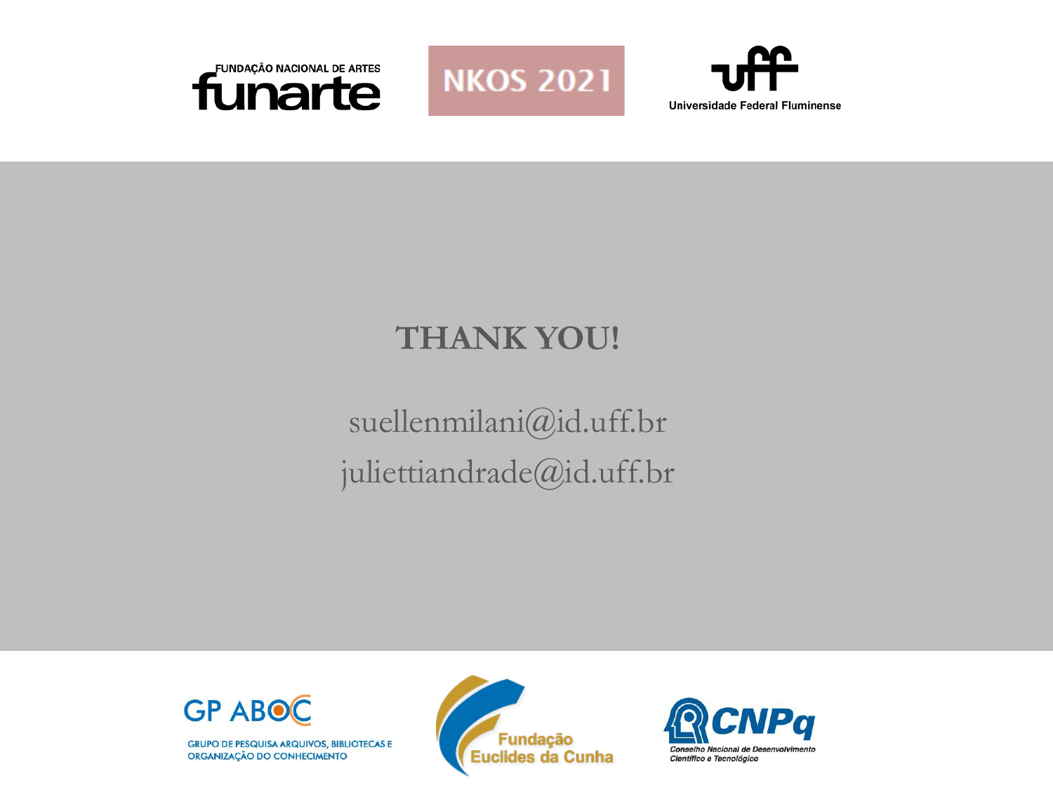FUNDAÇÃO NACIONAL DE ARTES
funarte

NKOS 2021

uff
Universidade Federal Fluminense

# THANK YOU!

suellenmilani@id.uff.br

juliettiandrade@id.uff.br

GP ABOC
GRUPO DE PESQUISA ARQUIVOS, BIBLIOTECAS E ORGANIZAÇÃO DO CONHECIMENTO

Fundação Euclides da Cunha

CNPq
Conselho Nacional de Desenvolvimento Científico e Tecnológico